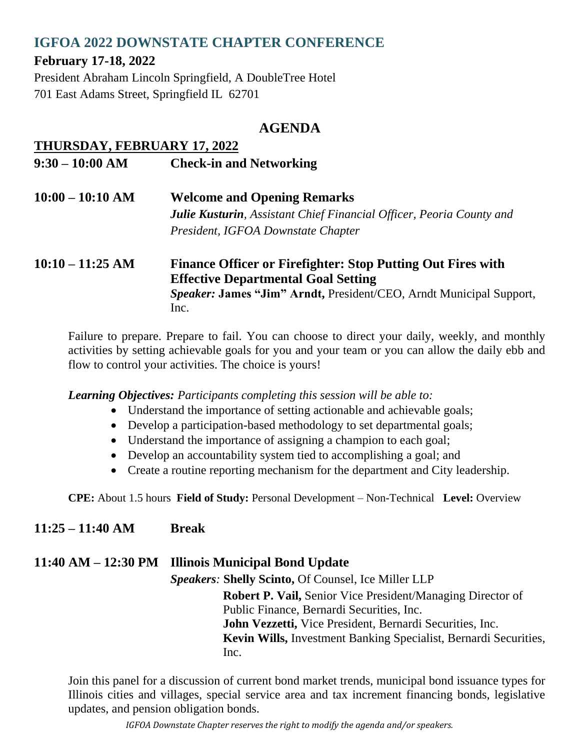## IGFOA 2022 DOWNSTATE CHAPTER CONFERENCE

**February 17-18, 2022**

President Abraham Lincoln Springfield, A DoubleTree Hotel
701 East Adams Street, Springfield IL 62701

# AGENDA

**THURSDAY, FEBRUARY 17, 2022**

**9:30 – 10:00 AM** **Check-in and Networking**

**10:00 – 10:10 AM** **Welcome and Opening Remarks**
***Julie Kusturin****, Assistant Chief Financial Officer, Peoria County and President, IGFOA Downstate Chapter*

**10:10 – 11:25 AM** **Finance Officer or Firefighter: Stop Putting Out Fires with Effective Departmental Goal Setting**
***Speaker:*** **James "Jim" Arndt,** President/CEO, Arndt Municipal Support, Inc.

Failure to prepare. Prepare to fail. You can choose to direct your daily, weekly, and monthly activities by setting achievable goals for you and your team or you can allow the daily ebb and flow to control your activities. The choice is yours!

***Learning Objectives:*** *Participants completing this session will be able to:*

- Understand the importance of setting actionable and achievable goals;
- Develop a participation-based methodology to set departmental goals;
- Understand the importance of assigning a champion to each goal;
- Develop an accountability system tied to accomplishing a goal; and
- Create a routine reporting mechanism for the department and City leadership.

**CPE:** About 1.5 hours **Field of Study:** Personal Development – Non-Technical **Level:** Overview

**11:25 – 11:40 AM** **Break**

**11:40 AM – 12:30 PM** **Illinois Municipal Bond Update**
***Speakers:*** **Shelly Scinto,** Of Counsel, Ice Miller LLP
**Robert P. Vail,** Senior Vice President/Managing Director of Public Finance, Bernardi Securities, Inc.
**John Vezzetti,** Vice President, Bernardi Securities, Inc.
**Kevin Wills,** Investment Banking Specialist, Bernardi Securities, Inc.

Join this panel for a discussion of current bond market trends, municipal bond issuance types for Illinois cities and villages, special service area and tax increment financing bonds, legislative updates, and pension obligation bonds.

*IGFOA Downstate Chapter reserves the right to modify the agenda and/or speakers.*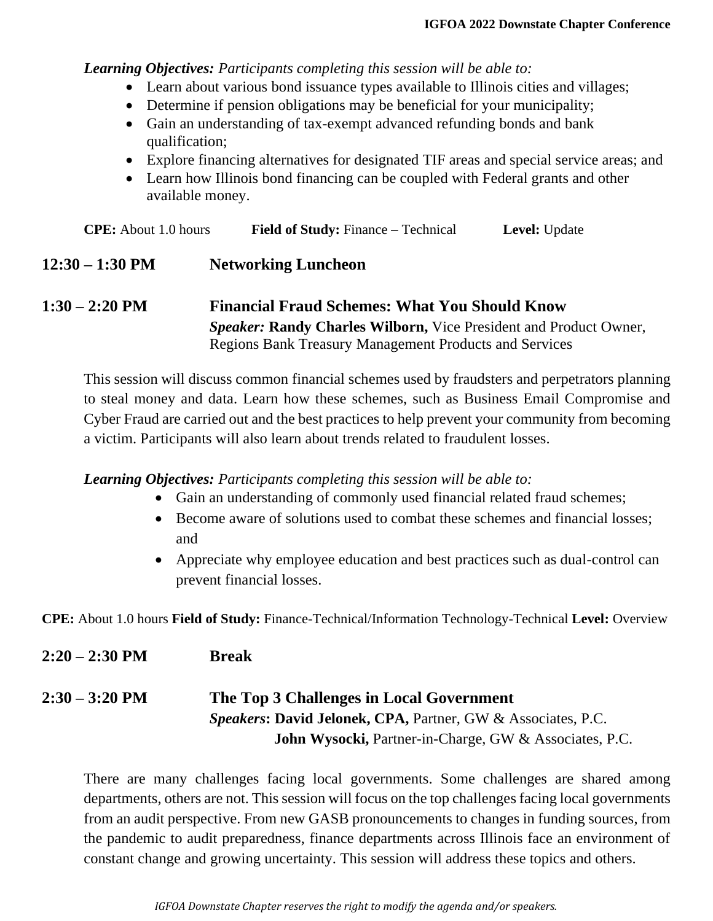***Learning Objectives:*** *Participants completing this session will be able to:*

- Learn about various bond issuance types available to Illinois cities and villages;
- Determine if pension obligations may be beneficial for your municipality;
- Gain an understanding of tax-exempt advanced refunding bonds and bank qualification;
- Explore financing alternatives for designated TIF areas and special service areas; and
- Learn how Illinois bond financing can be coupled with Federal grants and other available money.

**CPE:** About 1.0 hours **Field of Study:** Finance – Technical **Level:** Update

## 12:30 – 1:30 PM Networking Luncheon

## 1:30 – 2:20 PM Financial Fraud Schemes: What You Should Know

***Speaker:*** **Randy Charles Wilborn,** Vice President and Product Owner, Regions Bank Treasury Management Products and Services

This session will discuss common financial schemes used by fraudsters and perpetrators planning to steal money and data. Learn how these schemes, such as Business Email Compromise and Cyber Fraud are carried out and the best practices to help prevent your community from becoming a victim. Participants will also learn about trends related to fraudulent losses.

***Learning Objectives:*** *Participants completing this session will be able to:*

- Gain an understanding of commonly used financial related fraud schemes;
- Become aware of solutions used to combat these schemes and financial losses; and
- Appreciate why employee education and best practices such as dual-control can prevent financial losses.

**CPE:** About 1.0 hours **Field of Study:** Finance-Technical/Information Technology-Technical **Level:** Overview

## 2:20 – 2:30 PM Break

## 2:30 – 3:20 PM The Top 3 Challenges in Local Government

***Speakers*****: David Jelonek, CPA,** Partner, GW & Associates, P.C.
**John Wysocki,** Partner-in-Charge, GW & Associates, P.C.

There are many challenges facing local governments. Some challenges are shared among departments, others are not. This session will focus on the top challenges facing local governments from an audit perspective. From new GASB pronouncements to changes in funding sources, from the pandemic to audit preparedness, finance departments across Illinois face an environment of constant change and growing uncertainty. This session will address these topics and others.

*IGFOA Downstate Chapter reserves the right to modify the agenda and/or speakers.*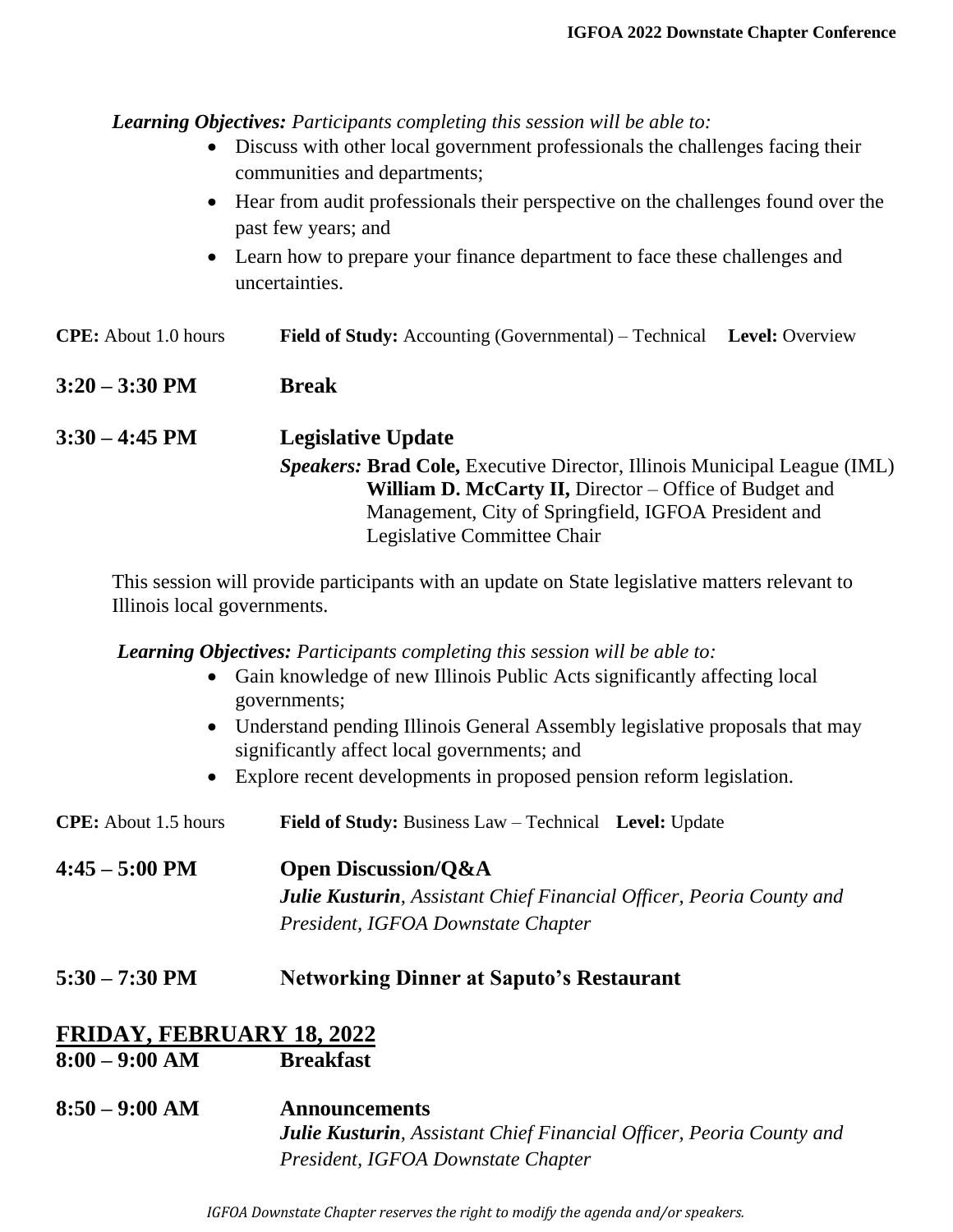***Learning Objectives:*** *Participants completing this session will be able to:*

- Discuss with other local government professionals the challenges facing their communities and departments;
- Hear from audit professionals their perspective on the challenges found over the past few years; and
- Learn how to prepare your finance department to face these challenges and uncertainties.

**CPE:** About 1.0 hours **Field of Study:** Accounting (Governmental) – Technical **Level:** Overview

**3:20 – 3:30 PM** **Break**

**3:30 – 4:45 PM** **Legislative Update**

***Speakers:*** **Brad Cole,** Executive Director, Illinois Municipal League (IML)
**William D. McCarty II,** Director – Office of Budget and Management, City of Springfield, IGFOA President and Legislative Committee Chair

This session will provide participants with an update on State legislative matters relevant to Illinois local governments.

***Learning Objectives:*** *Participants completing this session will be able to:*

- Gain knowledge of new Illinois Public Acts significantly affecting local governments;
- Understand pending Illinois General Assembly legislative proposals that may significantly affect local governments; and
- Explore recent developments in proposed pension reform legislation.

**CPE:** About 1.5 hours **Field of Study:** Business Law – Technical **Level:** Update

**4:45 – 5:00 PM** **Open Discussion/Q&A**

***Julie Kusturin****, Assistant Chief Financial Officer, Peoria County and President, IGFOA Downstate Chapter*

**5:30 – 7:30 PM** **Networking Dinner at Saputo's Restaurant**

## FRIDAY, FEBRUARY 18, 2022

**8:00 – 9:00 AM** **Breakfast**

**8:50 – 9:00 AM** **Announcements**

***Julie Kusturin****, Assistant Chief Financial Officer, Peoria County and President, IGFOA Downstate Chapter*

*IGFOA Downstate Chapter reserves the right to modify the agenda and/or speakers.*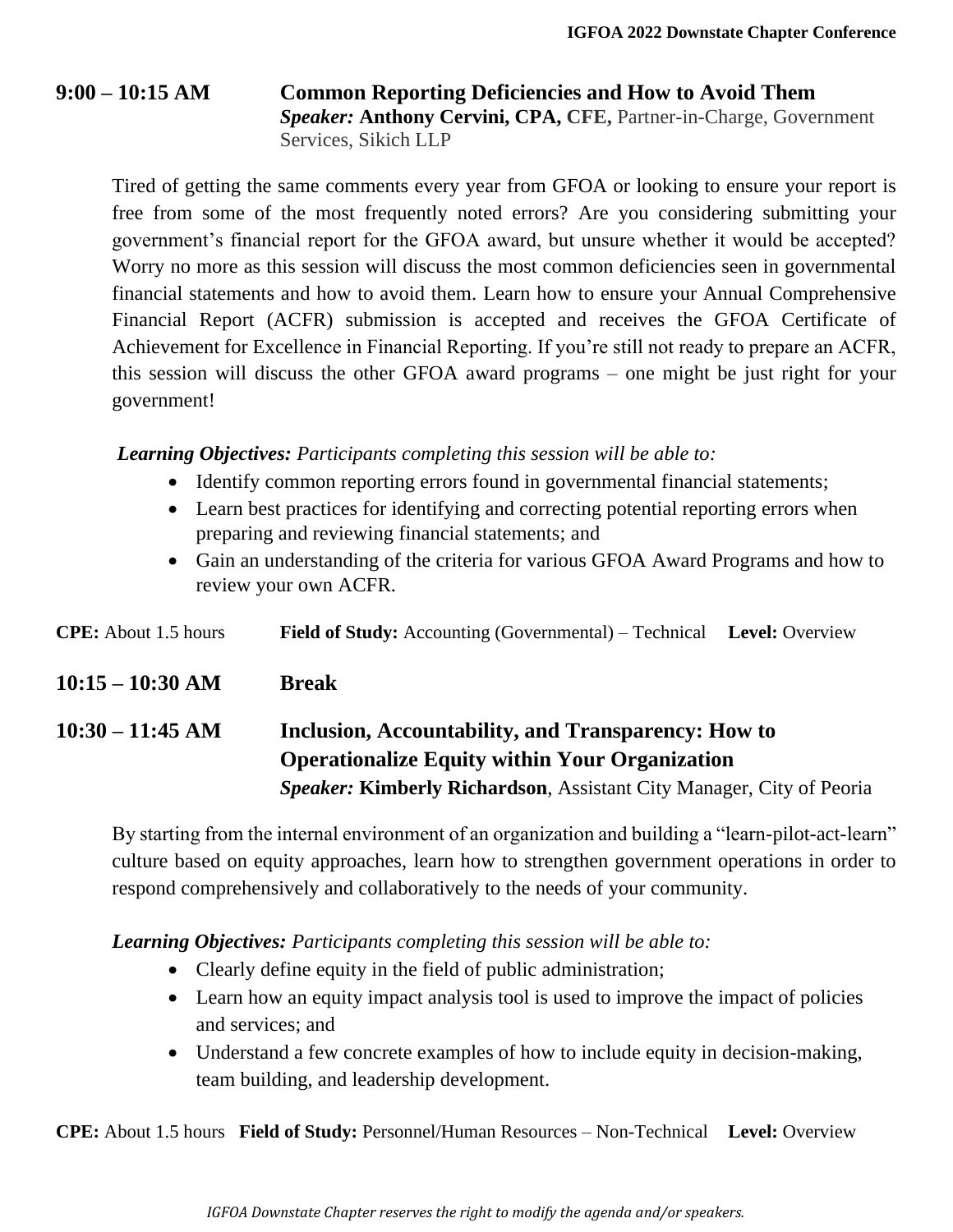## 9:00 – 10:15 AM Common Reporting Deficiencies and How to Avoid Them

***Speaker:*** **Anthony Cervini, CPA, CFE,** Partner-in-Charge, Government Services, Sikich LLP

Tired of getting the same comments every year from GFOA or looking to ensure your report is free from some of the most frequently noted errors? Are you considering submitting your government's financial report for the GFOA award, but unsure whether it would be accepted? Worry no more as this session will discuss the most common deficiencies seen in governmental financial statements and how to avoid them. Learn how to ensure your Annual Comprehensive Financial Report (ACFR) submission is accepted and receives the GFOA Certificate of Achievement for Excellence in Financial Reporting. If you're still not ready to prepare an ACFR, this session will discuss the other GFOA award programs – one might be just right for your government!

***Learning Objectives:*** *Participants completing this session will be able to:*

- Identify common reporting errors found in governmental financial statements;
- Learn best practices for identifying and correcting potential reporting errors when preparing and reviewing financial statements; and
- Gain an understanding of the criteria for various GFOA Award Programs and how to review your own ACFR.

**CPE:** About 1.5 hours **Field of Study:** Accounting (Governmental) – Technical **Level:** Overview

## 10:15 – 10:30 AM Break

## 10:30 – 11:45 AM Inclusion, Accountability, and Transparency: How to Operationalize Equity within Your Organization

***Speaker:*** **Kimberly Richardson**, Assistant City Manager, City of Peoria

By starting from the internal environment of an organization and building a "learn-pilot-act-learn" culture based on equity approaches, learn how to strengthen government operations in order to respond comprehensively and collaboratively to the needs of your community.

***Learning Objectives:*** *Participants completing this session will be able to:*

- Clearly define equity in the field of public administration;
- Learn how an equity impact analysis tool is used to improve the impact of policies and services; and
- Understand a few concrete examples of how to include equity in decision-making, team building, and leadership development.

**CPE:** About 1.5 hours **Field of Study:** Personnel/Human Resources – Non-Technical **Level:** Overview

*IGFOA Downstate Chapter reserves the right to modify the agenda and/or speakers.*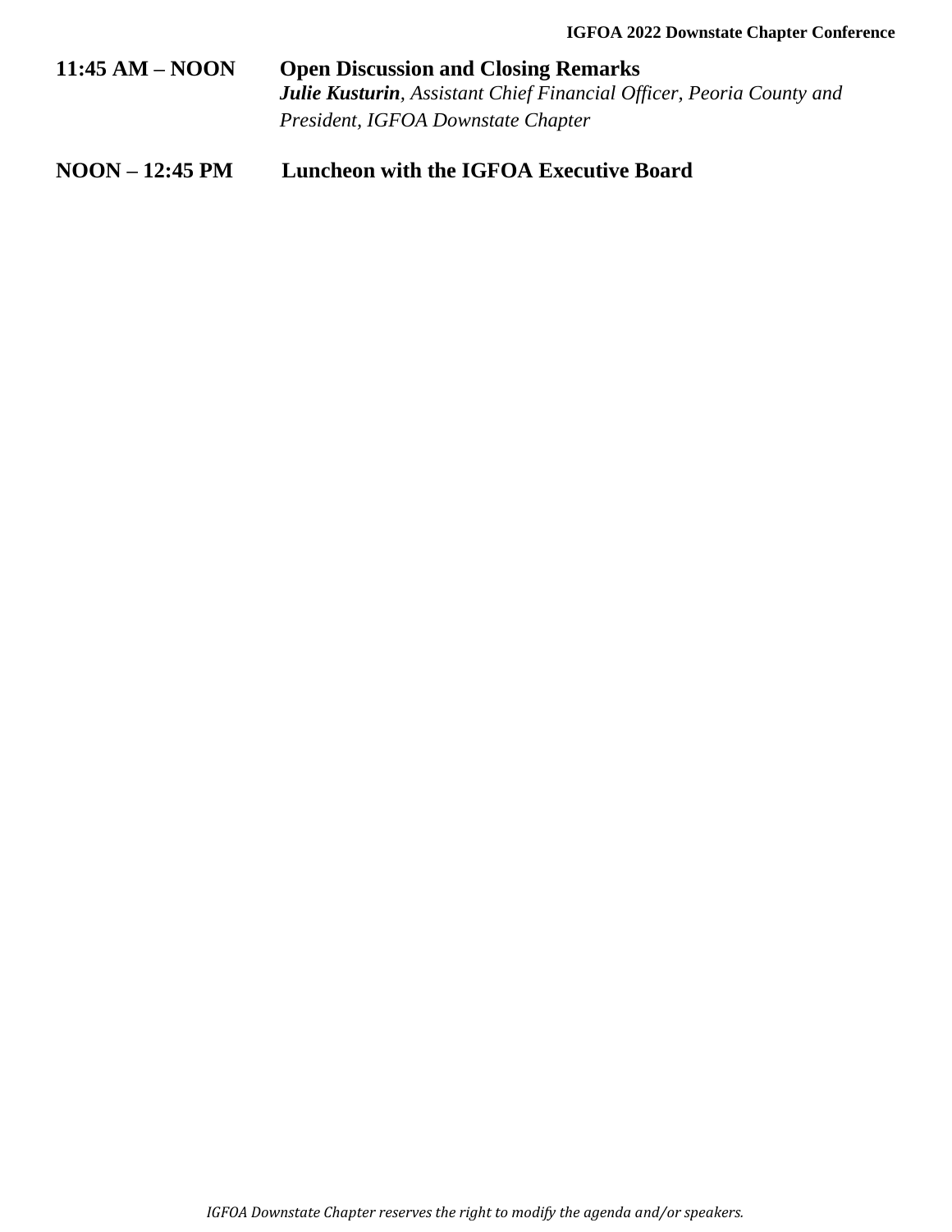**11:45 AM – NOON** **Open Discussion and Closing Remarks**
***Julie Kusturin****, Assistant Chief Financial Officer, Peoria County and President, IGFOA Downstate Chapter*

**NOON – 12:45 PM** **Luncheon with the IGFOA Executive Board**

*IGFOA Downstate Chapter reserves the right to modify the agenda and/or speakers.*